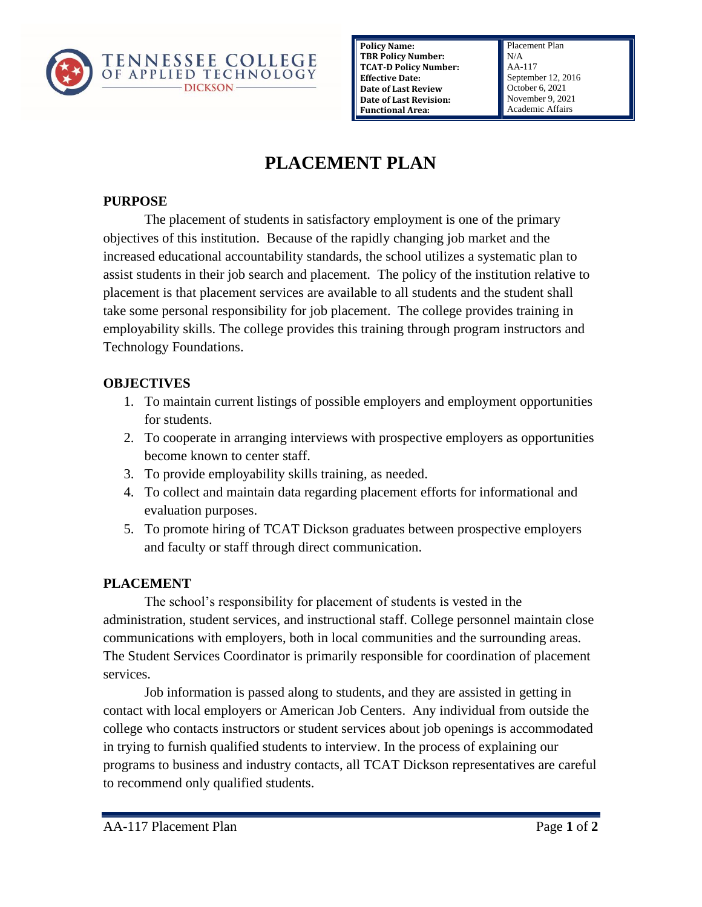TENNESSEE COLLEGE OF APPLIED TECHNOLOGY DICKSON

| | |
|---|---|
| **Policy Name:** | Placement Plan |
| **TBR Policy Number:** | N/A |
| **TCAT-D Policy Number:** | AA-117 |
| **Effective Date:** | September 12, 2016 |
| **Date of Last Review** | October 6, 2021 |
| **Date of Last Revision:** | November 9, 2021 |
| **Functional Area:** | Academic Affairs |

# PLACEMENT PLAN

## PURPOSE

The placement of students in satisfactory employment is one of the primary objectives of this institution. Because of the rapidly changing job market and the increased educational accountability standards, the school utilizes a systematic plan to assist students in their job search and placement. The policy of the institution relative to placement is that placement services are available to all students and the student shall take some personal responsibility for job placement. The college provides training in employability skills. The college provides this training through program instructors and Technology Foundations.

## OBJECTIVES

1. To maintain current listings of possible employers and employment opportunities for students.
2. To cooperate in arranging interviews with prospective employers as opportunities become known to center staff.
3. To provide employability skills training, as needed.
4. To collect and maintain data regarding placement efforts for informational and evaluation purposes.
5. To promote hiring of TCAT Dickson graduates between prospective employers and faculty or staff through direct communication.

## PLACEMENT

The school's responsibility for placement of students is vested in the administration, student services, and instructional staff. College personnel maintain close communications with employers, both in local communities and the surrounding areas. The Student Services Coordinator is primarily responsible for coordination of placement services.

Job information is passed along to students, and they are assisted in getting in contact with local employers or American Job Centers. Any individual from outside the college who contacts instructors or student services about job openings is accommodated in trying to furnish qualified students to interview. In the process of explaining our programs to business and industry contacts, all TCAT Dickson representatives are careful to recommend only qualified students.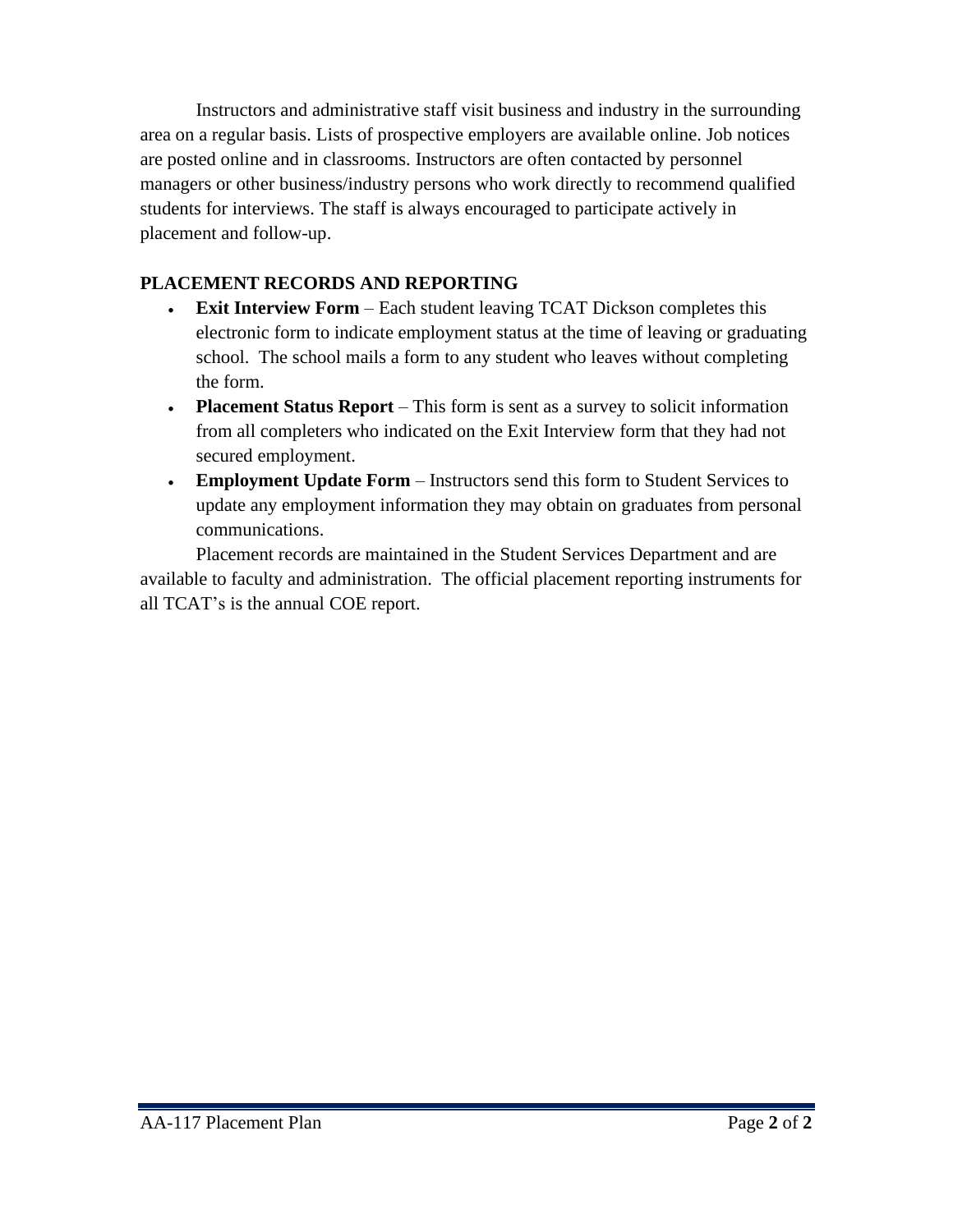Instructors and administrative staff visit business and industry in the surrounding area on a regular basis. Lists of prospective employers are available online. Job notices are posted online and in classrooms. Instructors are often contacted by personnel managers or other business/industry persons who work directly to recommend qualified students for interviews. The staff is always encouraged to participate actively in placement and follow-up.

## PLACEMENT RECORDS AND REPORTING

- **Exit Interview Form** – Each student leaving TCAT Dickson completes this electronic form to indicate employment status at the time of leaving or graduating school. The school mails a form to any student who leaves without completing the form.
- **Placement Status Report** – This form is sent as a survey to solicit information from all completers who indicated on the Exit Interview form that they had not secured employment.
- **Employment Update Form** – Instructors send this form to Student Services to update any employment information they may obtain on graduates from personal communications.

Placement records are maintained in the Student Services Department and are available to faculty and administration. The official placement reporting instruments for all TCAT's is the annual COE report.